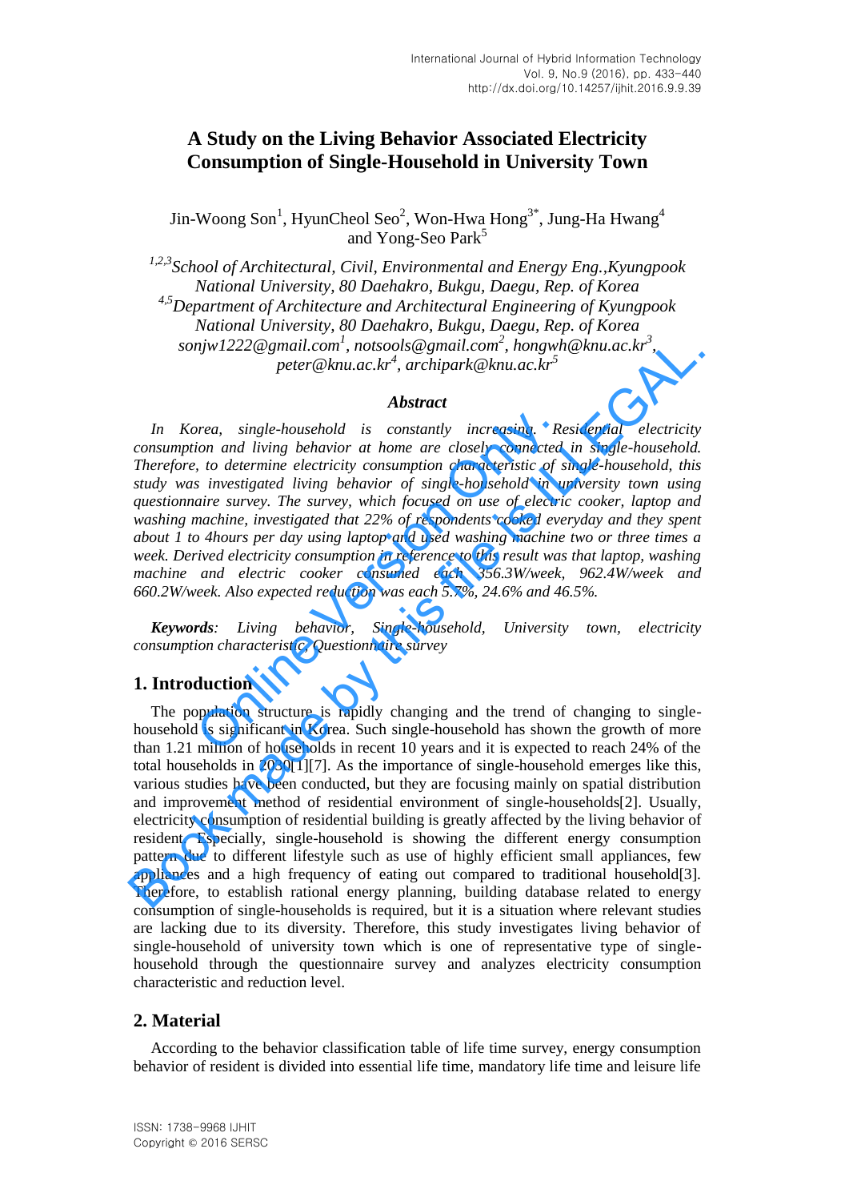# A Study on the Living Behavior Associated Electricity Consumption of Single-Household in University Town

Jin-Woong Son[1], HyunCheol Seo[2], Won-Hwa Hong[3*], Jung-Ha Hwang[4] and Yong-Seo Park[5]

*[1,2,3]School of Architectural, Civil, Environmental and Energy Eng.,Kyungpook National University, 80 Daehakro, Bukgu, Daegu, Rep. of Korea*
*[4,5]Department of Architecture and Architectural Engineering of Kyungpook National University, 80 Daehakro, Bukgu, Daegu, Rep. of Korea*
*sonjw1222@gmail.com[1], notsools@gmail.com[2], hongwh@knu.ac.kr[3], peter@knu.ac.kr[4], archipark@knu.ac.kr[5]*

### *Abstract*

*In Korea, single-household is constantly increasing. Residential electricity consumption and living behavior at home are closely connected in single-household. Therefore, to determine electricity consumption characteristic of single-household, this study was investigated living behavior of single-household in university town using questionnaire survey. The survey, which focused on use of electric cooker, laptop and washing machine, investigated that 22% of respondents cooked everyday and they spent about 1 to 4hours per day using laptop and used washing machine two or three times a week. Derived electricity consumption in reference to this result was that laptop, washing machine and electric cooker consumed each 356.3W/week, 962.4W/week and 660.2W/week. Also expected reduction was each 5.7%, 24.6% and 46.5%.*

***Keywords**: Living behavior, Single-household, University town, electricity consumption characteristic, Questionnaire survey*

## 1. Introduction

The population structure is rapidly changing and the trend of changing to single-household is significant in Korea. Such single-household has shown the growth of more than 1.21 million of households in recent 10 years and it is expected to reach 24% of the total households in 2030[1][7]. As the importance of single-household emerges like this, various studies have been conducted, but they are focusing mainly on spatial distribution and improvement method of residential environment of single-households[2]. Usually, electricity consumption of residential building is greatly affected by the living behavior of resident. Especially, single-household is showing the different energy consumption pattern due to different lifestyle such as use of highly efficient small appliances, few appliances and a high frequency of eating out compared to traditional household[3]. Therefore, to establish rational energy planning, building database related to energy consumption of single-households is required, but it is a situation where relevant studies are lacking due to its diversity. Therefore, this study investigates living behavior of single-household of university town which is one of representative type of single-household through the questionnaire survey and analyzes electricity consumption characteristic and reduction level.

## 2. Material

According to the behavior classification table of life time survey, energy consumption behavior of resident is divided into essential life time, mandatory life time and leisure life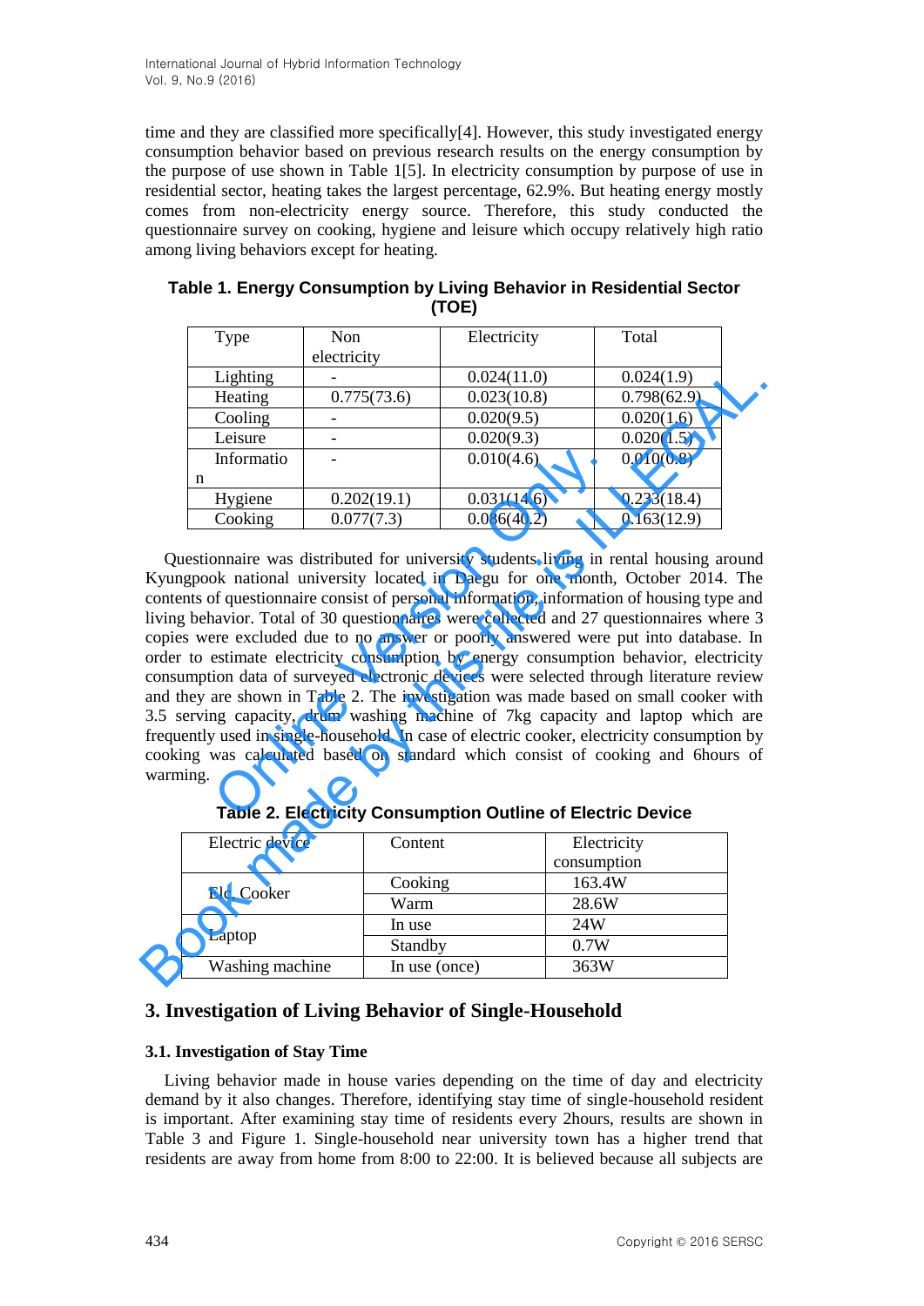time and they are classified more specifically[4]. However, this study investigated energy consumption behavior based on previous research results on the energy consumption by the purpose of use shown in Table 1[5]. In electricity consumption by purpose of use in residential sector, heating takes the largest percentage, 62.9%. But heating energy mostly comes from non-electricity energy source. Therefore, this study conducted the questionnaire survey on cooking, hygiene and leisure which occupy relatively high ratio among living behaviors except for heating.

**Table 1. Energy Consumption by Living Behavior in Residential Sector (TOE)**

| Type | Non electricity | Electricity | Total |
|---|---|---|---|
| Lighting | - | 0.024(11.0) | 0.024(1.9) |
| Heating | 0.775(73.6) | 0.023(10.8) | 0.798(62.9) |
| Cooling | - | 0.020(9.5) | 0.020(1.6) |
| Leisure | - | 0.020(9.3) | 0.020(1.5) |
| Information | - | 0.010(4.6) | 0.010(0.8) |
| Hygiene | 0.202(19.1) | 0.031(14.6) | 0.233(18.4) |
| Cooking | 0.077(7.3) | 0.086(40.2) | 0.163(12.9) |

Questionnaire was distributed for university students living in rental housing around Kyungpook national university located in Daegu for one month, October 2014. The contents of questionnaire consist of personal information, information of housing type and living behavior. Total of 30 questionnaires were collected and 27 questionnaires where 3 copies were excluded due to no answer or poorly answered were put into database. In order to estimate electricity consumption by energy consumption behavior, electricity consumption data of surveyed electronic devices were selected through literature review and they are shown in Table 2. The investigation was made based on small cooker with 3.5 serving capacity, drum washing machine of 7kg capacity and laptop which are frequently used in single-household. In case of electric cooker, electricity consumption by cooking was calculated based on standard which consist of cooking and 6hours of warming.

**Table 2. Electricity Consumption Outline of Electric Device**

| Electric device | Content | Electricity consumption |
|---|---|---|
| Ele. Cooker | Cooking | 163.4W |
| | Warm | 28.6W |
| Laptop | In use | 24W |
| | Standby | 0.7W |
| Washing machine | In use (once) | 363W |

## 3. Investigation of Living Behavior of Single-Household

### 3.1. Investigation of Stay Time

Living behavior made in house varies depending on the time of day and electricity demand by it also changes. Therefore, identifying stay time of single-household resident is important. After examining stay time of residents every 2hours, results are shown in Table 3 and Figure 1. Single-household near university town has a higher trend that residents are away from home from 8:00 to 22:00. It is believed because all subjects are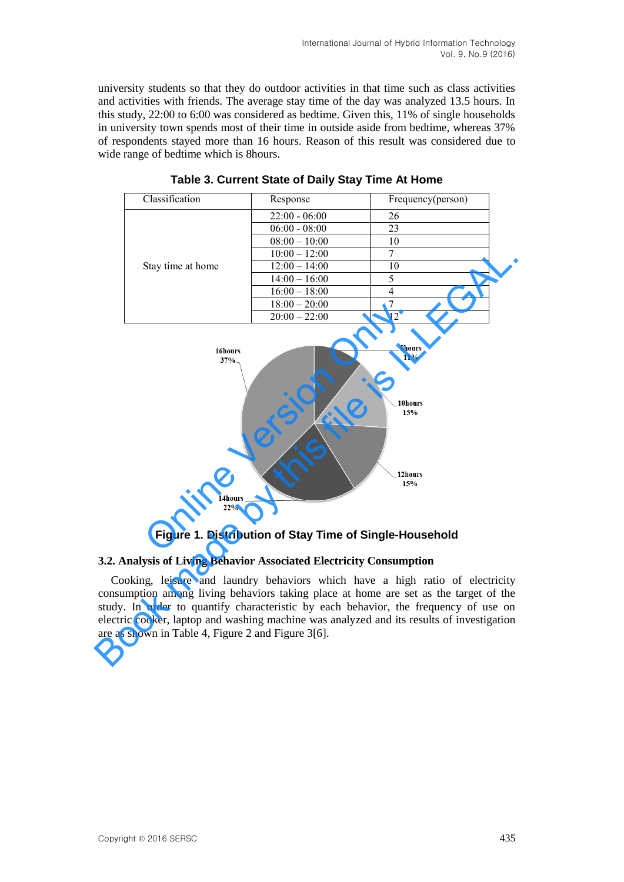university students so that they do outdoor activities in that time such as class activities and activities with friends. The average stay time of the day was analyzed 13.5 hours. In this study, 22:00 to 6:00 was considered as bedtime. Given this, 11% of single households in university town spends most of their time in outside aside from bedtime, whereas 37% of respondents stayed more than 16 hours. Reason of this result was considered due to wide range of bedtime which is 8hours.

**Table 3. Current State of Daily Stay Time At Home**

| Classification | Response | Frequency(person) |
|---|---|---|
| Stay time at home | 22:00 - 06:00 | 26 |
| | 06:00 - 08:00 | 23 |
| | 08:00 – 10:00 | 10 |
| | 10:00 – 12:00 | 7 |
| | 12:00 – 14:00 | 10 |
| | 14:00 – 16:00 | 5 |
| | 16:00 – 18:00 | 4 |
| | 18:00 – 20:00 | 7 |
| | 20:00 – 22:00 | 12 |

**Figure 1. Distribution of Stay Time of Single-Household**

### 3.2. Analysis of Living Behavior Associated Electricity Consumption

Cooking, leisure and laundry behaviors which have a high ratio of electricity consumption among living behaviors taking place at home are set as the target of the study. In order to quantify characteristic by each behavior, the frequency of use on electric cooker, laptop and washing machine was analyzed and its results of investigation are as shown in Table 4, Figure 2 and Figure 3[6].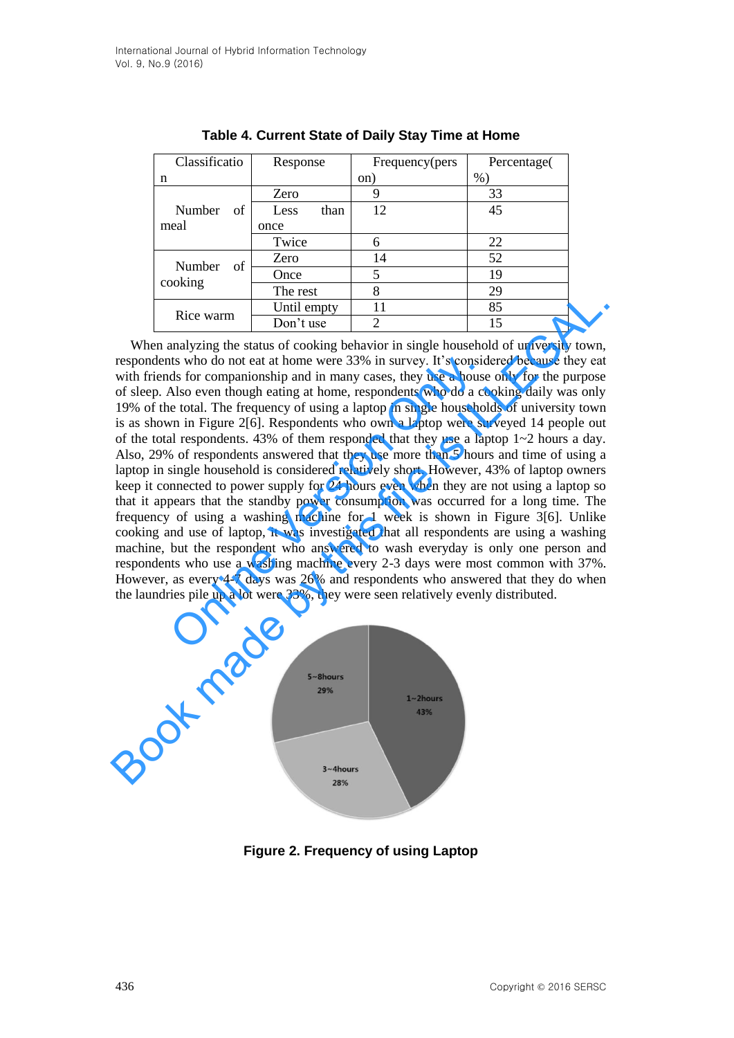**Table 4. Current State of Daily Stay Time at Home**

| Classification | Response | Frequency(person) | Percentage(%) |
|---|---|---|---|
| Number of meal | Zero | 9 | 33 |
| | Less than once | 12 | 45 |
| | Twice | 6 | 22 |
| Number of cooking | Zero | 14 | 52 |
| | Once | 5 | 19 |
| | The rest | 8 | 29 |
| Rice warm | Until empty | 11 | 85 |
| | Don't use | 2 | 15 |

When analyzing the status of cooking behavior in single household of university town, respondents who do not eat at home were 33% in survey. It's considered because they eat with friends for companionship and in many cases, they use a house only for the purpose of sleep. Also even though eating at home, respondents who do a cooking daily was only 19% of the total. The frequency of using a laptop in single households of university town is as shown in Figure 2[6]. Respondents who own a laptop were surveyed 14 people out of the total respondents. 43% of them responded that they use a laptop 1~2 hours a day. Also, 29% of respondents answered that they use more than 5 hours and time of using a laptop in single household is considered relatively short. However, 43% of laptop owners keep it connected to power supply for 24 hours even when they are not using a laptop so that it appears that the standby power consumption was occurred for a long time. The frequency of using a washing machine for 1 week is shown in Figure 3[6]. Unlike cooking and use of laptop, it was investigated that all respondents are using a washing machine, but the respondent who answered to wash everyday is only one person and respondents who use a washing machine every 2-3 days were most common with 37%. However, as every 4-7 days was 26% and respondents who answered that they do when the laundries pile up a lot were 33%, they were seen relatively evenly distributed.

**Figure 2. Frequency of using Laptop**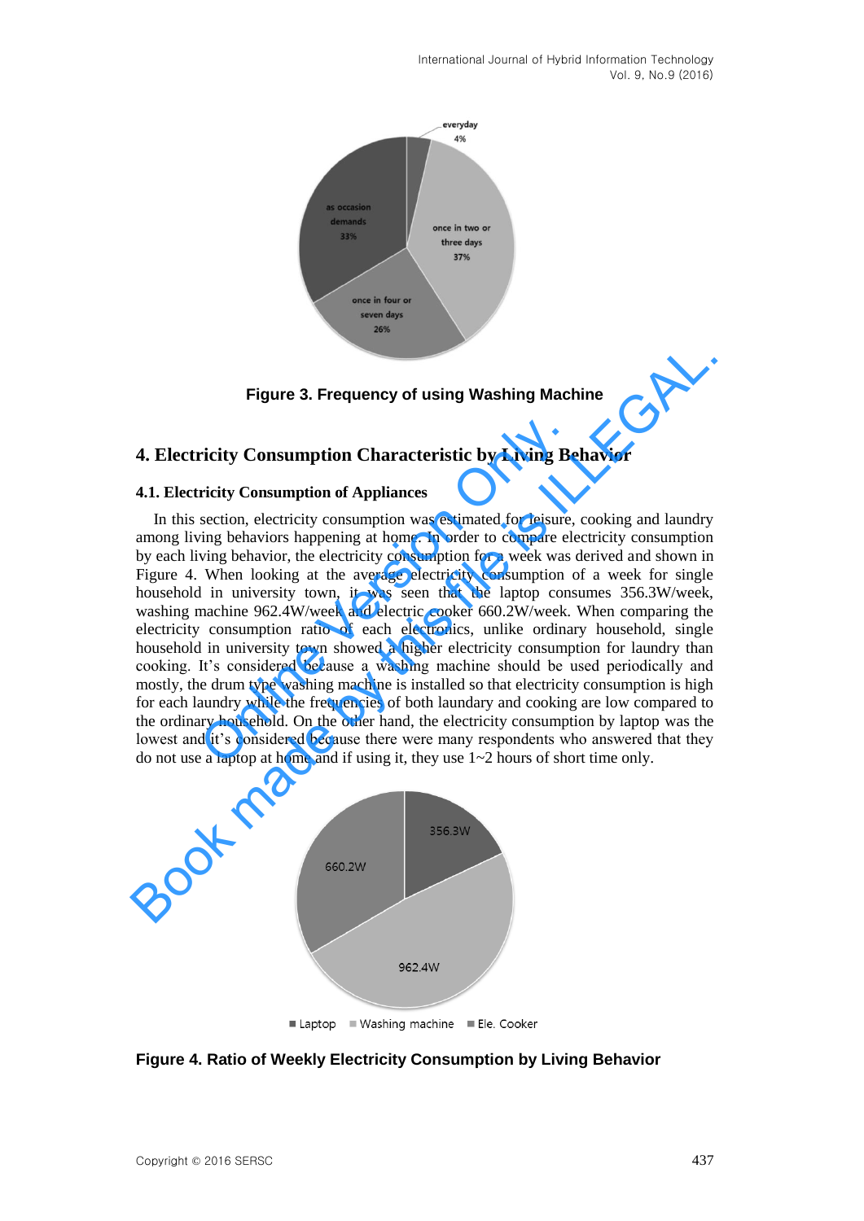Figure 3. Frequency of using Washing Machine

## 4. Electricity Consumption Characteristic by Living Behavior

### 4.1. Electricity Consumption of Appliances

In this section, electricity consumption was estimated for leisure, cooking and laundry among living behaviors happening at home. In order to compare electricity consumption by each living behavior, the electricity consumption for a week was derived and shown in Figure 4. When looking at the average electricity consumption of a week for single household in university town, it was seen that the laptop consumes 356.3W/week, washing machine 962.4W/week and electric cooker 660.2W/week. When comparing the electricity consumption ratio of each electronics, unlike ordinary household, single household in university town showed a higher electricity consumption for laundry than cooking. It's considered because a washing machine should be used periodically and mostly, the drum type washing machine is installed so that electricity consumption is high for each laundry while the frequencies of both laundary and cooking are low compared to the ordinary household. On the other hand, the electricity consumption by laptop was the lowest and it's considered because there were many respondents who answered that they do not use a laptop at home and if using it, they use 1~2 hours of short time only.

Figure 4. Ratio of Weekly Electricity Consumption by Living Behavior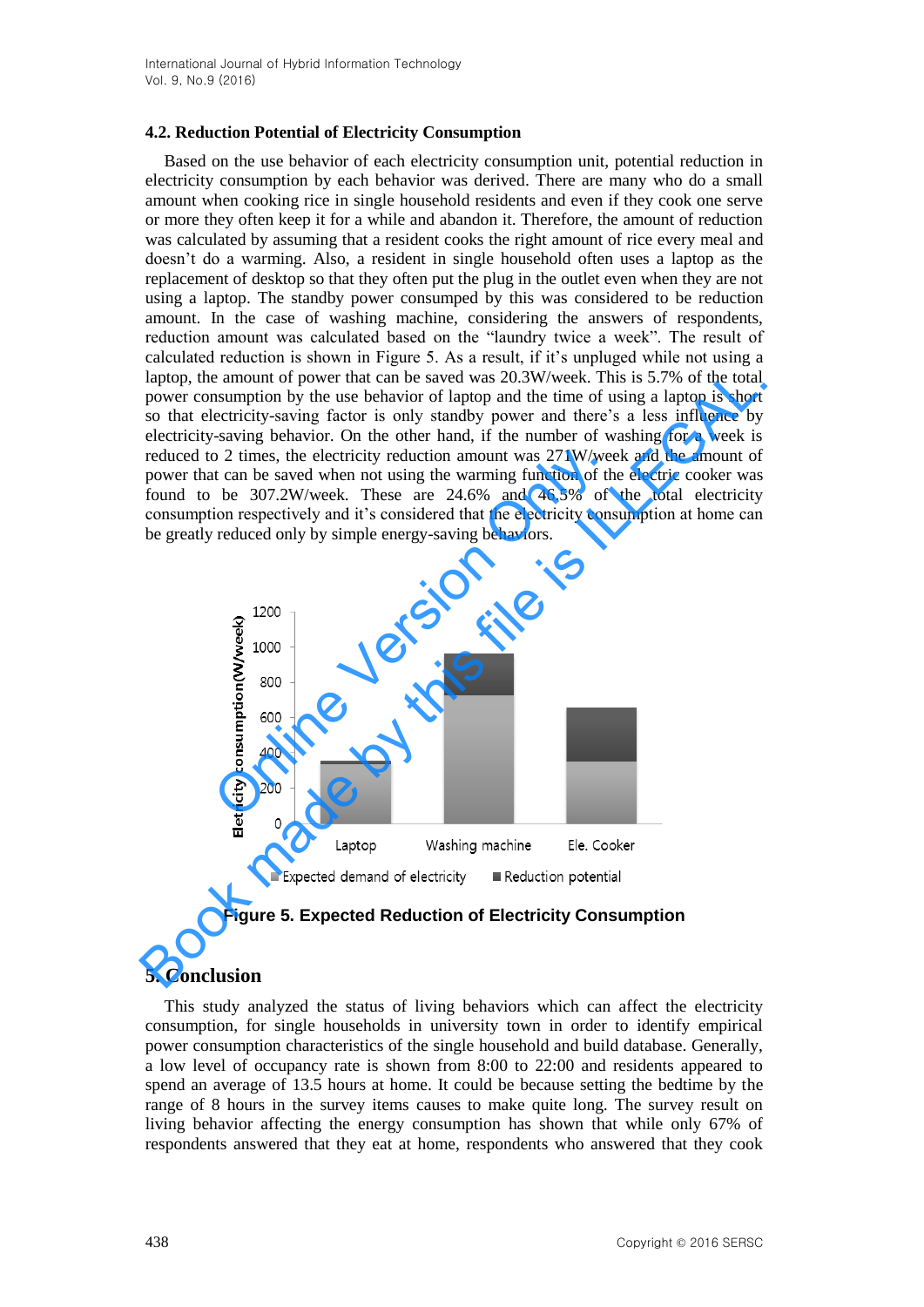### 4.2. Reduction Potential of Electricity Consumption

Based on the use behavior of each electricity consumption unit, potential reduction in electricity consumption by each behavior was derived. There are many who do a small amount when cooking rice in single household residents and even if they cook one serve or more they often keep it for a while and abandon it. Therefore, the amount of reduction was calculated by assuming that a resident cooks the right amount of rice every meal and doesn't do a warming. Also, a resident in single household often uses a laptop as the replacement of desktop so that they often put the plug in the outlet even when they are not using a laptop. The standby power consumed by this was considered to be reduction amount. In the case of washing machine, considering the answers of respondents, reduction amount was calculated based on the "laundry twice a week". The result of calculated reduction is shown in Figure 5. As a result, if it's unpluged while not using a laptop, the amount of power that can be saved was 20.3W/week. This is 5.7% of the total power consumption by the use behavior of laptop and the time of using a laptop is short so that electricity-saving factor is only standby power and there's a less influence by electricity-saving behavior. On the other hand, if the number of washing for a week is reduced to 2 times, the electricity reduction amount was 271W/week and the amount of power that can be saved when not using the warming function of the electric cooker was found to be 307.2W/week. These are 24.6% and 46.5% of the total electricity consumption respectively and it's considered that the electricity consumption at home can be greatly reduced only by simple energy-saving behaviors.

Figure 5. Expected Reduction of Electricity Consumption

## 5. Conclusion

This study analyzed the status of living behaviors which can affect the electricity consumption, for single households in university town in order to identify empirical power consumption characteristics of the single household and build database. Generally, a low level of occupancy rate is shown from 8:00 to 22:00 and residents appeared to spend an average of 13.5 hours at home. It could be because setting the bedtime by the range of 8 hours in the survey items causes to make quite long. The survey result on living behavior affecting the energy consumption has shown that while only 67% of respondents answered that they eat at home, respondents who answered that they cook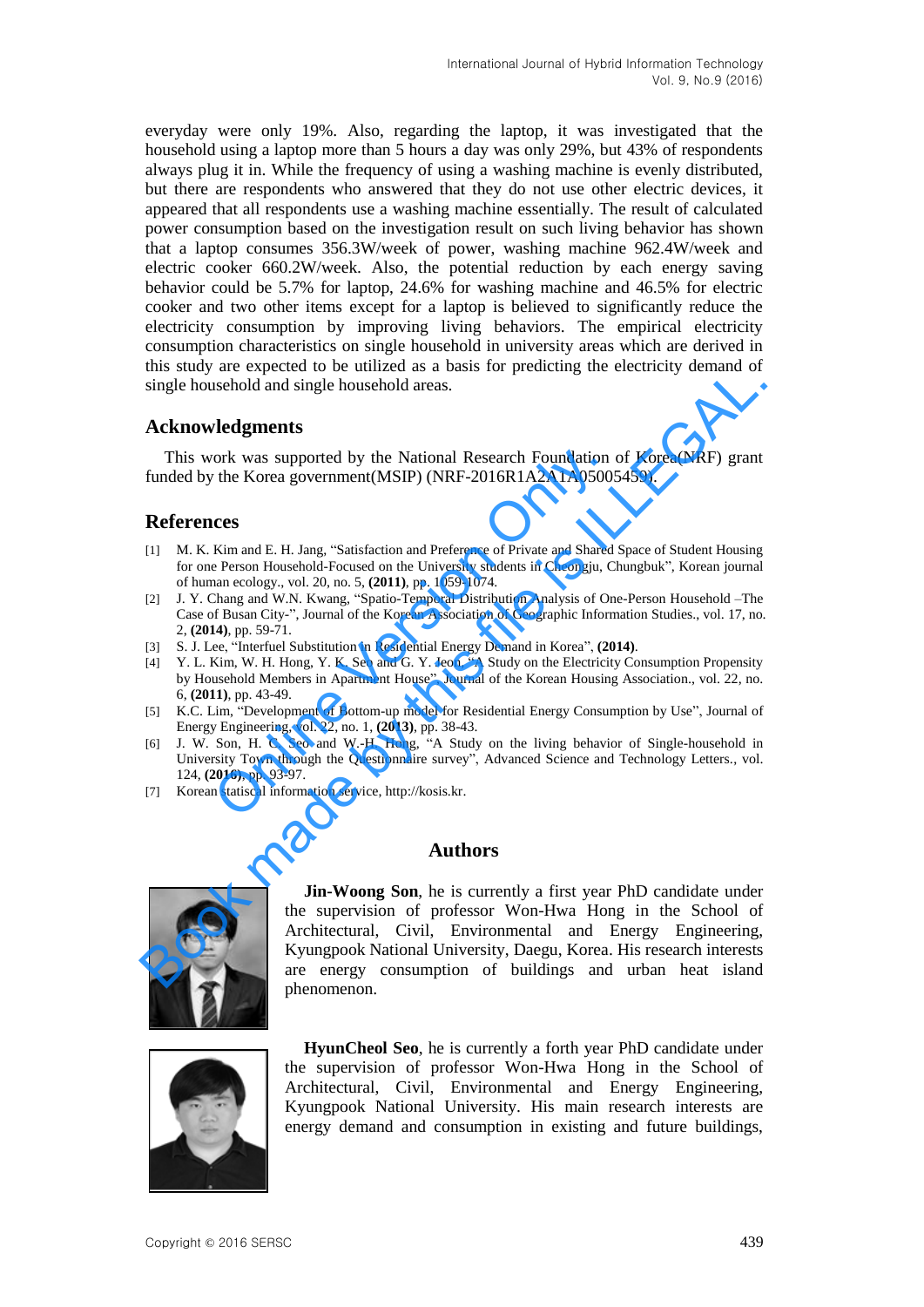everyday were only 19%. Also, regarding the laptop, it was investigated that the household using a laptop more than 5 hours a day was only 29%, but 43% of respondents always plug it in. While the frequency of using a washing machine is evenly distributed, but there are respondents who answered that they do not use other electric devices, it appeared that all respondents use a washing machine essentially. The result of calculated power consumption based on the investigation result on such living behavior has shown that a laptop consumes 356.3W/week of power, washing machine 962.4W/week and electric cooker 660.2W/week. Also, the potential reduction by each energy saving behavior could be 5.7% for laptop, 24.6% for washing machine and 46.5% for electric cooker and two other items except for a laptop is believed to significantly reduce the electricity consumption by improving living behaviors. The empirical electricity consumption characteristics on single household in university areas which are derived in this study are expected to be utilized as a basis for predicting the electricity demand of single household and single household areas.

## Acknowledgments

This work was supported by the National Research Foundation of Korea(NRF) grant funded by the Korea government(MSIP) (NRF-2016R1A2A1A05005459).

## References

[1] M. K. Kim and E. H. Jang, "Satisfaction and Preference of Private and Shared Space of Student Housing for one Person Household-Focused on the University students in Cheongju, Chungbuk", Korean journal of human ecology., vol. 20, no. 5, **(2011)**, pp. 1059-1074.

[2] J. Y. Chang and W.N. Kwang, "Spatio-Temporal Distribution Analysis of One-Person Household –The Case of Busan City-", Journal of the Korean Association of Geographic Information Studies., vol. 17, no. 2, **(2014)**, pp. 59-71.

[3] S. J. Lee, "Interfuel Substitution in Residential Energy Demand in Korea", **(2014)**.

[4] Y. L. Kim, W. H. Hong, Y. K. Seo and G. Y. Jeon, "A Study on the Electricity Consumption Propensity by Household Members in Apartment House", Journal of the Korean Housing Association., vol. 22, no. 6, **(2011)**, pp. 43-49.

[5] K.C. Lim, "Development of Bottom-up model for Residential Energy Consumption by Use", Journal of Energy Engineering, vol. 22, no. 1, **(2013)**, pp. 38-43.

[6] J. W. Son, H. C. Seo and W.-H. Hong, "A Study on the living behavior of Single-household in University Town through the Questionnaire survey", Advanced Science and Technology Letters., vol. 124, **(2016)**, pp. 93-97.

[7] Korean statiscal information service, http://kosis.kr.

## Authors

**Jin-Woong Son**, he is currently a first year PhD candidate under the supervision of professor Won-Hwa Hong in the School of Architectural, Civil, Environmental and Energy Engineering, Kyungpook National University, Daegu, Korea. His research interests are energy consumption of buildings and urban heat island phenomenon.

**HyunCheol Seo**, he is currently a forth year PhD candidate under the supervision of professor Won-Hwa Hong in the School of Architectural, Civil, Environmental and Energy Engineering, Kyungpook National University. His main research interests are energy demand and consumption in existing and future buildings,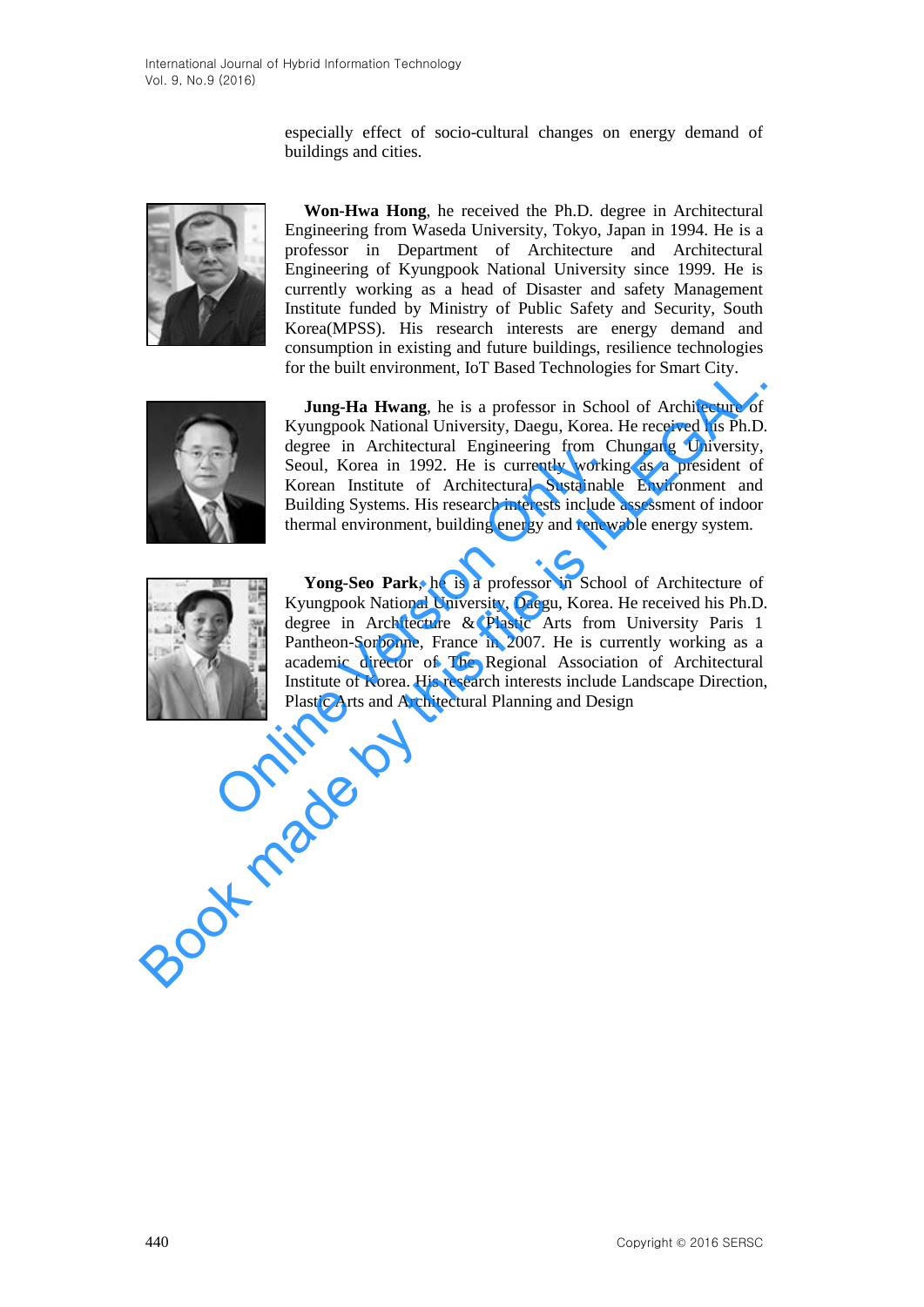especially effect of socio-cultural changes on energy demand of buildings and cities.

**Won-Hwa Hong**, he received the Ph.D. degree in Architectural Engineering from Waseda University, Tokyo, Japan in 1994. He is a professor in Department of Architecture and Architectural Engineering of Kyungpook National University since 1999. He is currently working as a head of Disaster and safety Management Institute funded by Ministry of Public Safety and Security, South Korea(MPSS). His research interests are energy demand and consumption in existing and future buildings, resilience technologies for the built environment, IoT Based Technologies for Smart City.

**Jung-Ha Hwang**, he is a professor in School of Architecture of Kyungpook National University, Daegu, Korea. He received his Ph.D. degree in Architectural Engineering from Chungang University, Seoul, Korea in 1992. He is currently working as a president of Korean Institute of Architectural Sustainable Environment and Building Systems. His research interests include assessment of indoor thermal environment, building energy and renewable energy system.

**Yong-Seo Park**, he is a professor in School of Architecture of Kyungpook National University, Daegu, Korea. He received his Ph.D. degree in Architecture & Plastic Arts from University Paris 1 Pantheon-Sorbonne, France in 2007. He is currently working as a academic director of The Regional Association of Architectural Institute of Korea. His research interests include Landscape Direction, Plastic Arts and Architectural Planning and Design